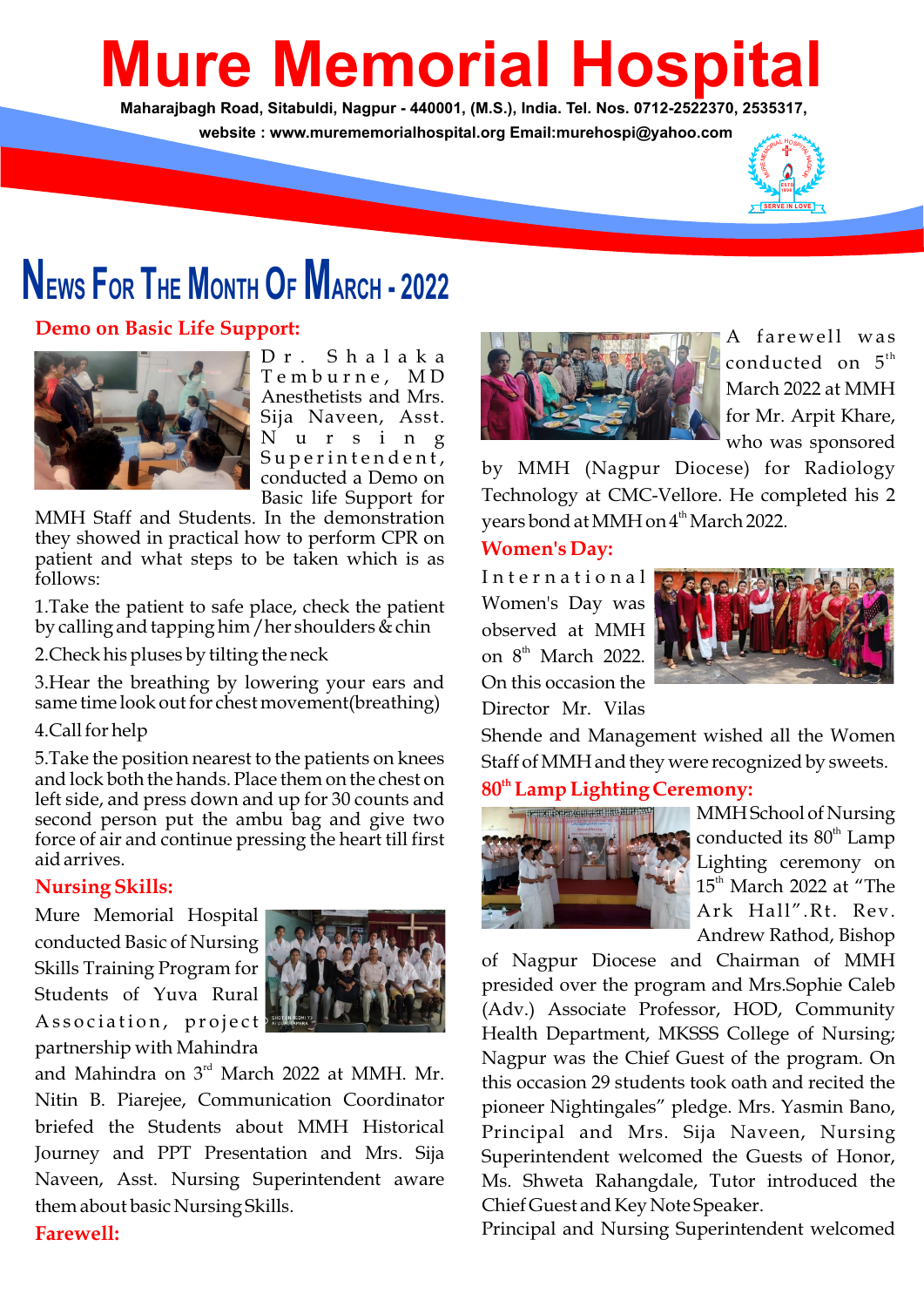# Mure Memorial Hospital

**Maharajbagh Road, Sitabuldi, Nagpur - 440001, (M.S.), India. Tel. Nos. 0712-2522370, 2535317,**

**website : www.murememorialhospital.org Email:murehospi@yahoo.com**

## News For The Month Of March - 2022

### Demo on Basic Life Support:

Dr. Shalaka Temburne, MD Anesthetists and Mrs. Sija Naveen, Asst. Nursing Superintendent, conducted a Demo on Basic life Support for MMH Staff and Students. In the demonstration they showed in practical how to perform CPR on patient and what steps to be taken which is as follows:

1.Take the patient to safe place, check the patient by calling and tapping him / her shoulders & chin

2.Check his pluses by tilting the neck

3.Hear the breathing by lowering your ears and same time look out for chest movement(breathing)

4.Call for help

5.Take the position nearest to the patients on knees and lock both the hands. Place them on the chest on left side, and press down and up for 30 counts and second person put the ambu bag and give two force of air and continue pressing the heart till first aid arrives.

### Nursing Skills:

Mure Memorial Hospital conducted Basic of Nursing Skills Training Program for Students of Yuva Rural Association, project partnership with Mahindra and Mahindra on 3rd March 2022 at MMH. Mr. Nitin B. Piarejee, Communication Coordinator briefed the Students about MMH Historical Journey and PPT Presentation and Mrs. Sija Naveen, Asst. Nursing Superintendent aware them about basic Nursing Skills.

### Farewell:

A farewell was conducted on 5th March 2022 at MMH for Mr. Arpit Khare, who was sponsored by MMH (Nagpur Diocese) for Radiology Technology at CMC-Vellore. He completed his 2 years bond at MMH on 4th March 2022.

### Women's Day:

International Women's Day was observed at MMH on 8th March 2022. On this occasion the Director Mr. Vilas Shende and Management wished all the Women Staff of MMH and they were recognized by sweets.

### 80th Lamp Lighting Ceremony:

MMH School of Nursing conducted its 80th Lamp Lighting ceremony on 15th March 2022 at "The Ark Hall".Rt. Rev. Andrew Rathod, Bishop of Nagpur Diocese and Chairman of MMH presided over the program and Mrs.Sophie Caleb (Adv.) Associate Professor, HOD, Community Health Department, MKSSS College of Nursing; Nagpur was the Chief Guest of the program. On this occasion 29 students took oath and recited the pioneer Nightingales" pledge. Mrs. Yasmin Bano, Principal and Mrs. Sija Naveen, Nursing Superintendent welcomed the Guests of Honor, Ms. Shweta Rahangdale, Tutor introduced the Chief Guest and Key Note Speaker.

Principal and Nursing Superintendent welcomed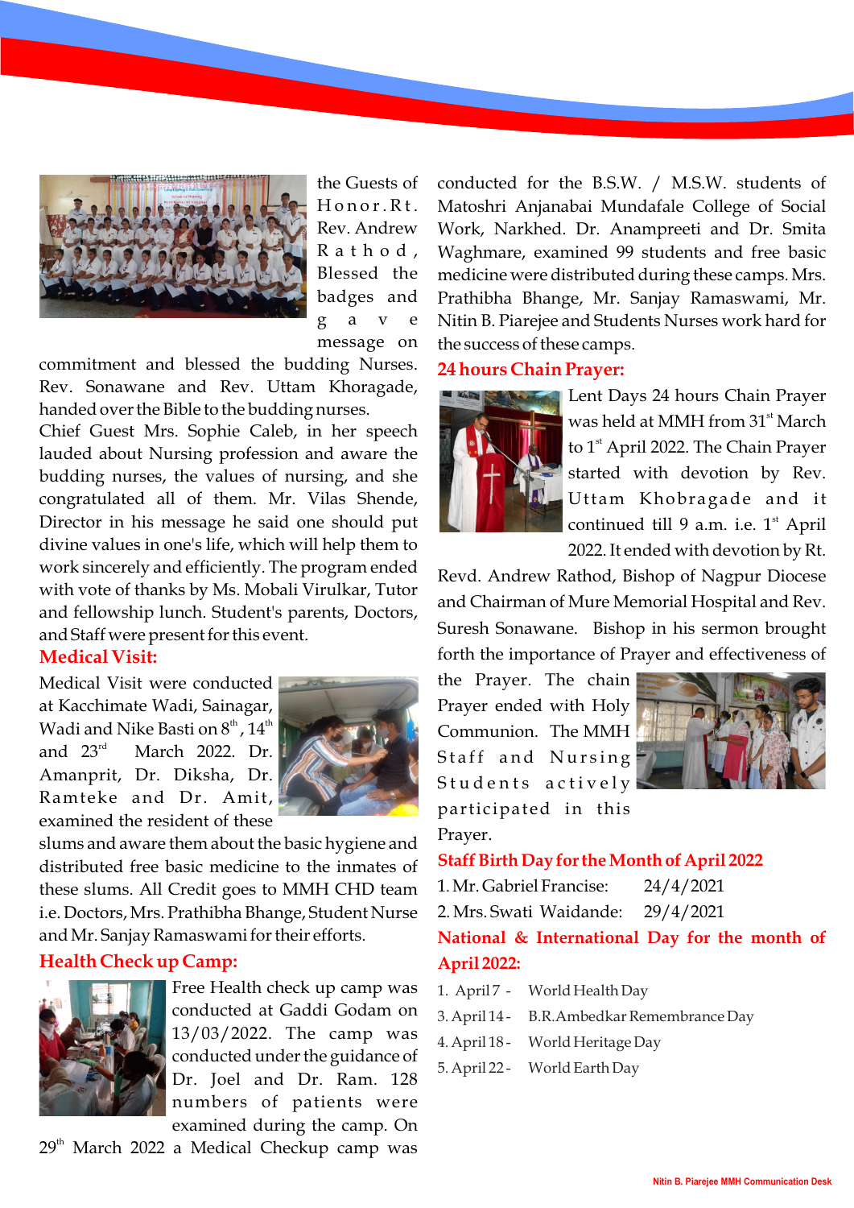the Guests of Honor.Rt. Rev. Andrew Rathod, Blessed the badges and gave message on commitment and blessed the budding Nurses. Rev. Sonawane and Rev. Uttam Khoragade, handed over the Bible to the budding nurses.

Chief Guest Mrs. Sophie Caleb, in her speech lauded about Nursing profession and aware the budding nurses, the values of nursing, and she congratulated all of them. Mr. Vilas Shende, Director in his message he said one should put divine values in one's life, which will help them to work sincerely and efficiently. The program ended with vote of thanks by Ms. Mobali Virulkar, Tutor and fellowship lunch. Student's parents, Doctors, and Staff were present for this event.

## Medical Visit:

Medical Visit were conducted at Kacchimate Wadi, Sainagar, Wadi and Nike Basti on 8th, 14th and 23rd March 2022. Dr. Amanprit, Dr. Diksha, Dr. Ramteke and Dr. Amit, examined the resident of these slums and aware them about the basic hygiene and distributed free basic medicine to the inmates of these slums. All Credit goes to MMH CHD team i.e. Doctors, Mrs. Prathibha Bhange, Student Nurse and Mr. Sanjay Ramaswami for their efforts.

## Health Check up Camp:

Free Health check up camp was conducted at Gaddi Godam on 13/03/2022. The camp was conducted under the guidance of Dr. Joel and Dr. Ram. 128 numbers of patients were examined during the camp. On 29th March 2022 a Medical Checkup camp was conducted for the B.S.W. / M.S.W. students of Matoshri Anjanabai Mundafale College of Social Work, Narkhed. Dr. Anampreeti and Dr. Smita Waghmare, examined 99 students and free basic medicine were distributed during these camps. Mrs. Prathibha Bhange, Mr. Sanjay Ramaswami, Mr. Nitin B. Piarejee and Students Nurses work hard for the success of these camps.

## 24 hours Chain Prayer:

Lent Days 24 hours Chain Prayer was held at MMH from 31st March to 1st April 2022. The Chain Prayer started with devotion by Rev. Uttam Khobragade and it continued till 9 a.m. i.e. 1st April 2022. It ended with devotion by Rt. Revd. Andrew Rathod, Bishop of Nagpur Diocese and Chairman of Mure Memorial Hospital and Rev. Suresh Sonawane. Bishop in his sermon brought forth the importance of Prayer and effectiveness of the Prayer. The chain Prayer ended with Holy Communion. The MMH Staff and Nursing Students actively participated in this Prayer.

## Staff Birth Day for the Month of April 2022

1. Mr. Gabriel Francise: 24/4/2021
2. Mrs. Swati Waidande: 29/4/2021

## National & International Day for the month of April 2022:

1. April 7 - World Health Day
3. April 14 - B.R.Ambedkar Remembrance Day
4. April 18 - World Heritage Day
5. April 22 - World Earth Day

Nitin B. Piarejee MMH Communication Desk